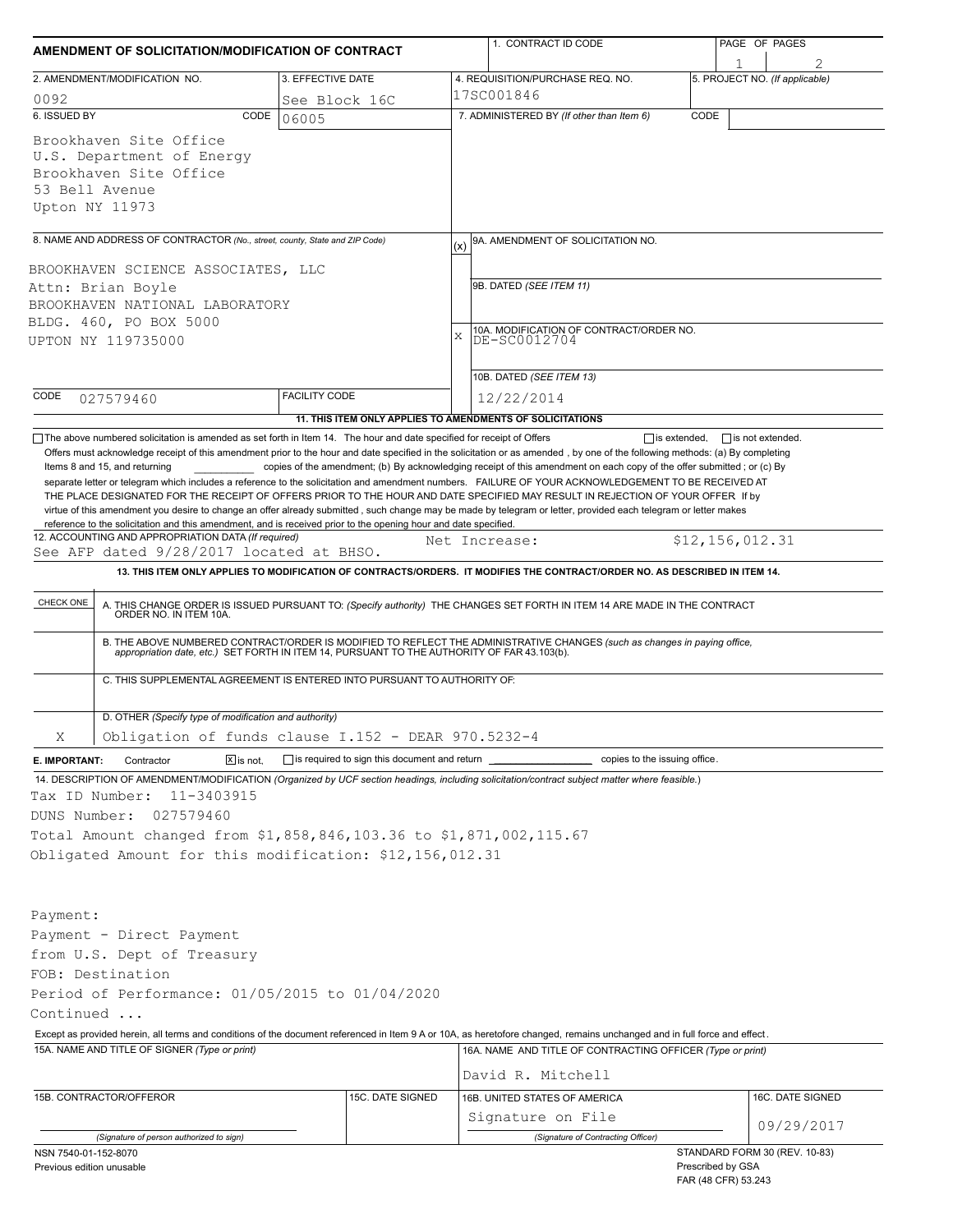# AMENDMENT OF SOLICITATION/MODIFICATION OF CONTRACT

| 1. CONTRACT ID CODE | PAGE OF PAGES |
|---|---|
| | 1 of 2 |

| 2. AMENDMENT/MODIFICATION NO. | 3. EFFECTIVE DATE | 4. REQUISITION/PURCHASE REQ. NO. | 5. PROJECT NO. (If applicable) |
|---|---|---|---|
| 0092 | See Block 16C | 17SC001846 | |

**6. ISSUED BY** CODE 06005

Brookhaven Site Office
U.S. Department of Energy
Brookhaven Site Office
53 Bell Avenue
Upton NY 11973

**7. ADMINISTERED BY** (If other than Item 6) CODE

**8. NAME AND ADDRESS OF CONTRACTOR** (No., street, county, State and ZIP Code)

BROOKHAVEN SCIENCE ASSOCIATES, LLC
Attn: Brian Boyle
BROOKHAVEN NATIONAL LABORATORY
BLDG. 460, PO BOX 5000
UPTON NY 119735000

CODE 027579460 FACILITY CODE

(x) 9A. AMENDMENT OF SOLICITATION NO.

9B. DATED (SEE ITEM 11)

X 10A. MODIFICATION OF CONTRACT/ORDER NO. DE-SC0012704

10B. DATED (SEE ITEM 13) 12/22/2014

**11. THIS ITEM ONLY APPLIES TO AMENDMENTS OF SOLICITATIONS**

☐ The above numbered solicitation is amended as set forth in Item 14. The hour and date specified for receipt of Offers ☐ is extended, ☐ is not extended.
Offers must acknowledge receipt of this amendment prior to the hour and date specified in the solicitation or as amended , by one of the following methods: (a) By completing Items 8 and 15, and returning ________ copies of the amendment; (b) By acknowledging receipt of this amendment on each copy of the offer submitted ; or (c) By separate letter or telegram which includes a reference to the solicitation and amendment numbers. FAILURE OF YOUR ACKNOWLEDGEMENT TO BE RECEIVED AT THE PLACE DESIGNATED FOR THE RECEIPT OF OFFERS PRIOR TO THE HOUR AND DATE SPECIFIED MAY RESULT IN REJECTION OF YOUR OFFER If by virtue of this amendment you desire to change an offer already submitted , such change may be made by telegram or letter, provided each telegram or letter makes reference to the solicitation and this amendment, and is received prior to the opening hour and date specified.

**12. ACCOUNTING AND APPROPRIATION DATA** (If required)
See AFP dated 9/28/2017 located at BHSO. Net Increase: $12,156,012.31

**13. THIS ITEM ONLY APPLIES TO MODIFICATION OF CONTRACTS/ORDERS. IT MODIFIES THE CONTRACT/ORDER NO. AS DESCRIBED IN ITEM 14.**

| CHECK ONE | |
|---|---|
| | A. THIS CHANGE ORDER IS ISSUED PURSUANT TO: (Specify authority) THE CHANGES SET FORTH IN ITEM 14 ARE MADE IN THE CONTRACT ORDER NO. IN ITEM 10A. |
| | B. THE ABOVE NUMBERED CONTRACT/ORDER IS MODIFIED TO REFLECT THE ADMINISTRATIVE CHANGES (such as changes in paying office, appropriation date, etc.) SET FORTH IN ITEM 14, PURSUANT TO THE AUTHORITY OF FAR 43.103(b). |
| | C. THIS SUPPLEMENTAL AGREEMENT IS ENTERED INTO PURSUANT TO AUTHORITY OF: |
| X | D. OTHER (Specify type of modification and authority) Obligation of funds clause I.152 - DEAR 970.5232-4 |

**E. IMPORTANT:** Contractor ☒ is not, ☐ is required to sign this document and return ________ copies to the issuing office.

**14. DESCRIPTION OF AMENDMENT/MODIFICATION** (Organized by UCF section headings, including solicitation/contract subject matter where feasible.)

Tax ID Number: 11-3403915
DUNS Number: 027579460
Total Amount changed from $1,858,846,103.36 to $1,871,002,115.67
Obligated Amount for this modification: $12,156,012.31

Payment:
Payment - Direct Payment
from U.S. Dept of Treasury
FOB: Destination
Period of Performance: 01/05/2015 to 01/04/2020
Continued ...

Except as provided herein, all terms and conditions of the document referenced in Item 9 A or 10A, as heretofore changed, remains unchanged and in full force and effect.

| 15A. NAME AND TITLE OF SIGNER (Type or print) | | 16A. NAME AND TITLE OF CONTRACTING OFFICER (Type or print) | |
|---|---|---|---|
| | | David R. Mitchell | |
| 15B. CONTRACTOR/OFFEROR | 15C. DATE SIGNED | 16B. UNITED STATES OF AMERICA | 16C. DATE SIGNED |
| (Signature of person authorized to sign) | | Signature on File (Signature of Contracting Officer) | 09/29/2017 |

NSN 7540-01-152-8070
Previous edition unusable

STANDARD FORM 30 (REV. 10-83)
Prescribed by GSA
FAR (48 CFR) 53.243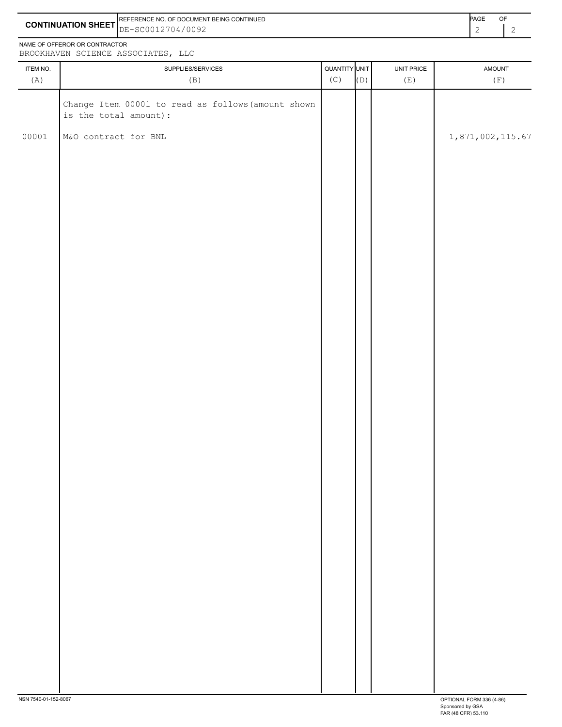**CONTINUATION SHEET**

REFERENCE NO. OF DOCUMENT BEING CONTINUED
DE-SC0012704/0092

NAME OF OFFEROR OR CONTRACTOR
BROOKHAVEN SCIENCE ASSOCIATES, LLC

| ITEM NO. (A) | SUPPLIES/SERVICES (B) | QUANTITY (C) | UNIT (D) | UNIT PRICE (E) | AMOUNT (F) |
|---|---|---|---|---|---|
| | Change Item 00001 to read as follows(amount shown is the total amount): | | | | |
| 00001 | M&O contract for BNL | | | | 1,871,002,115.67 |

NSN 7540-01-152-8067

OPTIONAL FORM 336 (4-86)
Sponsored by GSA
FAR (48 CFR) 53.110